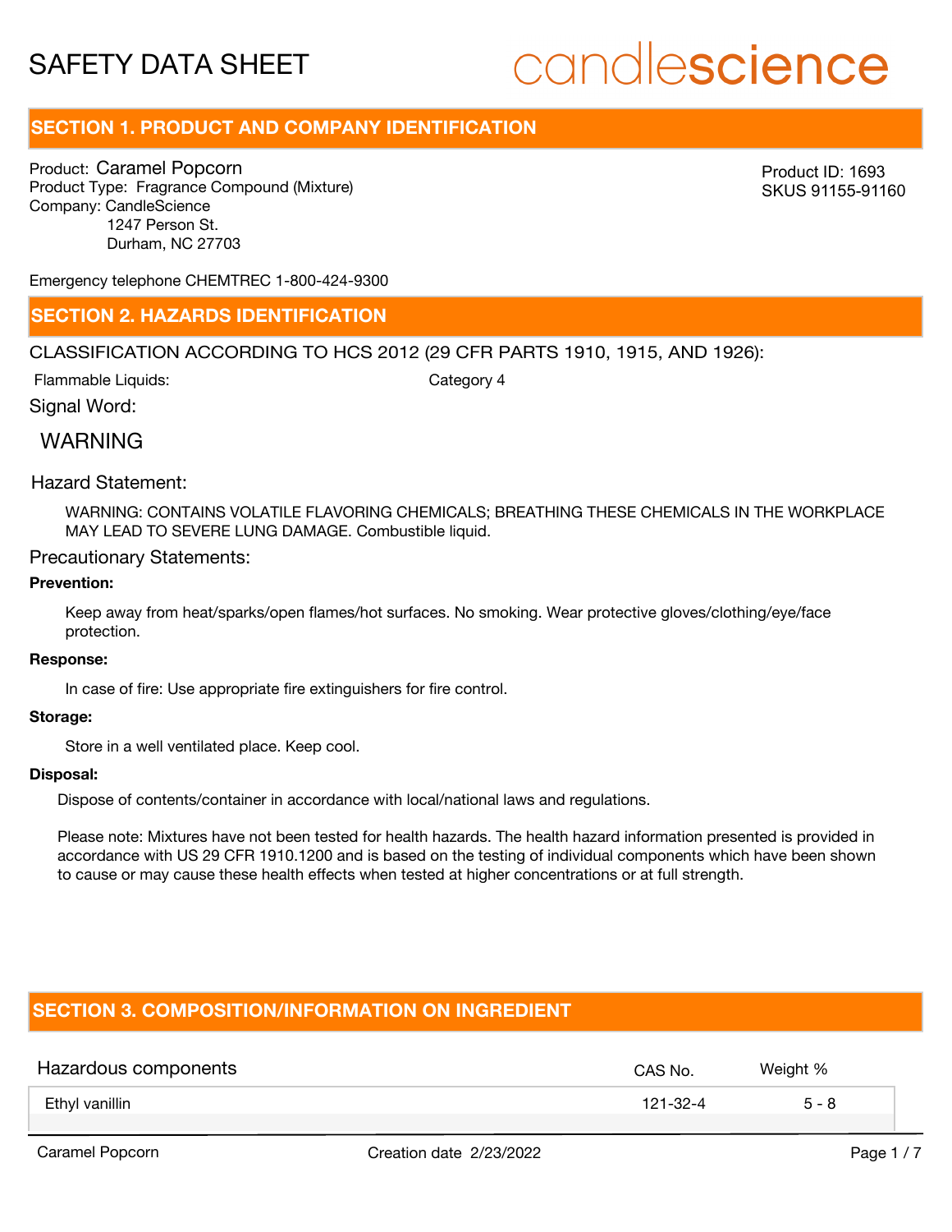# SAFETY DATA SHEET

candlescience

## SECTION 1. PRODUCT AND COMPANY IDENTIFICATION

Product: Caramel Popcorn
Product Type: Fragrance Compound (Mixture)
Company: CandleScience
1247 Person St.
Durham, NC 27703

Product ID: 1693
SKUS 91155-91160

Emergency telephone CHEMTREC 1-800-424-9300

## SECTION 2. HAZARDS IDENTIFICATION

CLASSIFICATION ACCORDING TO HCS 2012 (29 CFR PARTS 1910, 1915, AND 1926):

Flammable Liquids: Category 4

Signal Word:

WARNING

Hazard Statement:

WARNING: CONTAINS VOLATILE FLAVORING CHEMICALS; BREATHING THESE CHEMICALS IN THE WORKPLACE MAY LEAD TO SEVERE LUNG DAMAGE. Combustible liquid.

Precautionary Statements:

**Prevention:**

Keep away from heat/sparks/open flames/hot surfaces. No smoking. Wear protective gloves/clothing/eye/face protection.

**Response:**

In case of fire: Use appropriate fire extinguishers for fire control.

**Storage:**

Store in a well ventilated place. Keep cool.

**Disposal:**

Dispose of contents/container in accordance with local/national laws and regulations.

Please note: Mixtures have not been tested for health hazards. The health hazard information presented is provided in accordance with US 29 CFR 1910.1200 and is based on the testing of individual components which have been shown to cause or may cause these health effects when tested at higher concentrations or at full strength.

## SECTION 3. COMPOSITION/INFORMATION ON INGREDIENT

| Hazardous components | CAS No. | Weight % |
|---|---|---|
| Ethyl vanillin | 121-32-4 | 5 - 8 |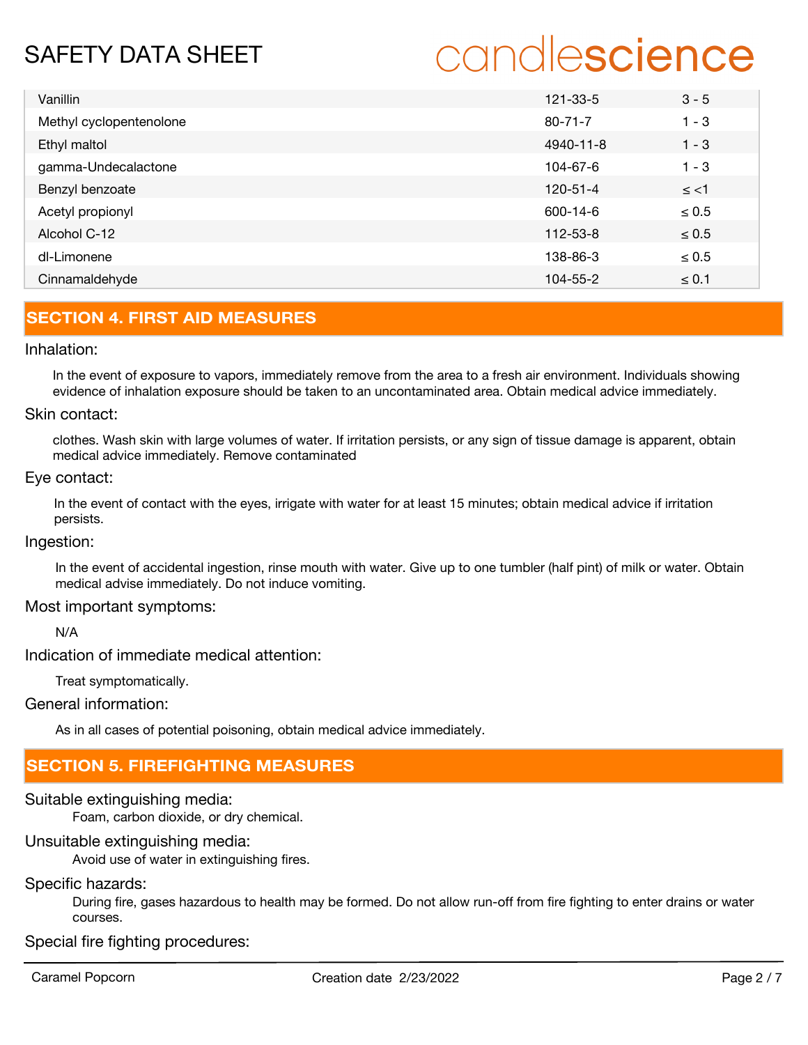| | | |
|---|---|---|
| Vanillin | 121-33-5 | 3 - 5 |
| Methyl cyclopentenolone | 80-71-7 | 1 - 3 |
| Ethyl maltol | 4940-11-8 | 1 - 3 |
| gamma-Undecalactone | 104-67-6 | 1 - 3 |
| Benzyl benzoate | 120-51-4 | ≤ <1 |
| Acetyl propionyl | 600-14-6 | ≤ 0.5 |
| Alcohol C-12 | 112-53-8 | ≤ 0.5 |
| dl-Limonene | 138-86-3 | ≤ 0.5 |
| Cinnamaldehyde | 104-55-2 | ≤ 0.1 |

## SECTION 4. FIRST AID MEASURES

### Inhalation:

In the event of exposure to vapors, immediately remove from the area to a fresh air environment. Individuals showing evidence of inhalation exposure should be taken to an uncontaminated area. Obtain medical advice immediately.

### Skin contact:

clothes. Wash skin with large volumes of water. If irritation persists, or any sign of tissue damage is apparent, obtain medical advice immediately. Remove contaminated

### Eye contact:

In the event of contact with the eyes, irrigate with water for at least 15 minutes; obtain medical advice if irritation persists.

### Ingestion:

In the event of accidental ingestion, rinse mouth with water. Give up to one tumbler (half pint) of milk or water. Obtain medical advise immediately. Do not induce vomiting.

### Most important symptoms:

N/A

### Indication of immediate medical attention:

Treat symptomatically.

### General information:

As in all cases of potential poisoning, obtain medical advice immediately.

## SECTION 5. FIREFIGHTING MEASURES

### Suitable extinguishing media:

Foam, carbon dioxide, or dry chemical.

### Unsuitable extinguishing media:

Avoid use of water in extinguishing fires.

### Specific hazards:

During fire, gases hazardous to health may be formed. Do not allow run-off from fire fighting to enter drains or water courses.

### Special fire fighting procedures: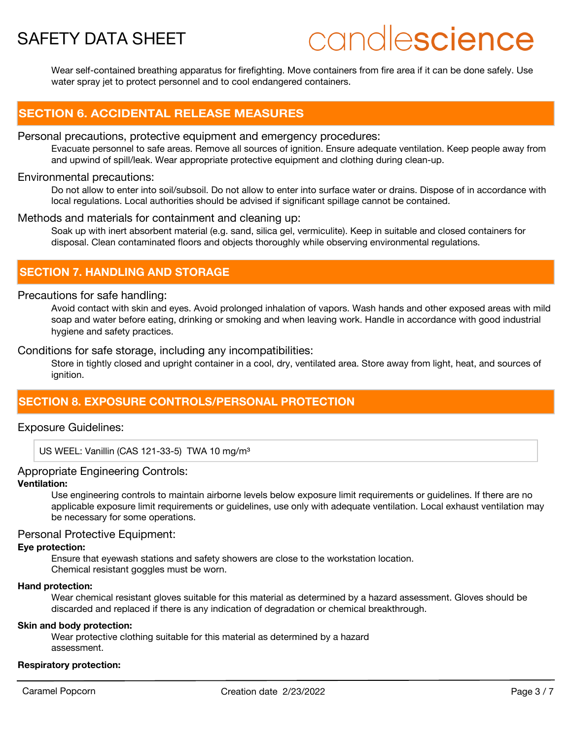Wear self-contained breathing apparatus for firefighting. Move containers from fire area if it can be done safely. Use water spray jet to protect personnel and to cool endangered containers.

## SECTION 6. ACCIDENTAL RELEASE MEASURES

### Personal precautions, protective equipment and emergency procedures:

Evacuate personnel to safe areas. Remove all sources of ignition. Ensure adequate ventilation. Keep people away from and upwind of spill/leak. Wear appropriate protective equipment and clothing during clean-up.

### Environmental precautions:

Do not allow to enter into soil/subsoil. Do not allow to enter into surface water or drains. Dispose of in accordance with local regulations. Local authorities should be advised if significant spillage cannot be contained.

### Methods and materials for containment and cleaning up:

Soak up with inert absorbent material (e.g. sand, silica gel, vermiculite). Keep in suitable and closed containers for disposal. Clean contaminated floors and objects thoroughly while observing environmental regulations.

## SECTION 7. HANDLING AND STORAGE

### Precautions for safe handling:

Avoid contact with skin and eyes. Avoid prolonged inhalation of vapors. Wash hands and other exposed areas with mild soap and water before eating, drinking or smoking and when leaving work. Handle in accordance with good industrial hygiene and safety practices.

### Conditions for safe storage, including any incompatibilities:

Store in tightly closed and upright container in a cool, dry, ventilated area. Store away from light, heat, and sources of ignition.

## SECTION 8. EXPOSURE CONTROLS/PERSONAL PROTECTION

### Exposure Guidelines:

US WEEL: Vanillin (CAS 121-33-5) TWA 10 mg/m³

### Appropriate Engineering Controls:

**Ventilation:**

Use engineering controls to maintain airborne levels below exposure limit requirements or guidelines. If there are no applicable exposure limit requirements or guidelines, use only with adequate ventilation. Local exhaust ventilation may be necessary for some operations.

### Personal Protective Equipment:

**Eye protection:**

Ensure that eyewash stations and safety showers are close to the workstation location.
Chemical resistant goggles must be worn.

**Hand protection:**

Wear chemical resistant gloves suitable for this material as determined by a hazard assessment. Gloves should be discarded and replaced if there is any indication of degradation or chemical breakthrough.

**Skin and body protection:**

Wear protective clothing suitable for this material as determined by a hazard assessment.

**Respiratory protection:**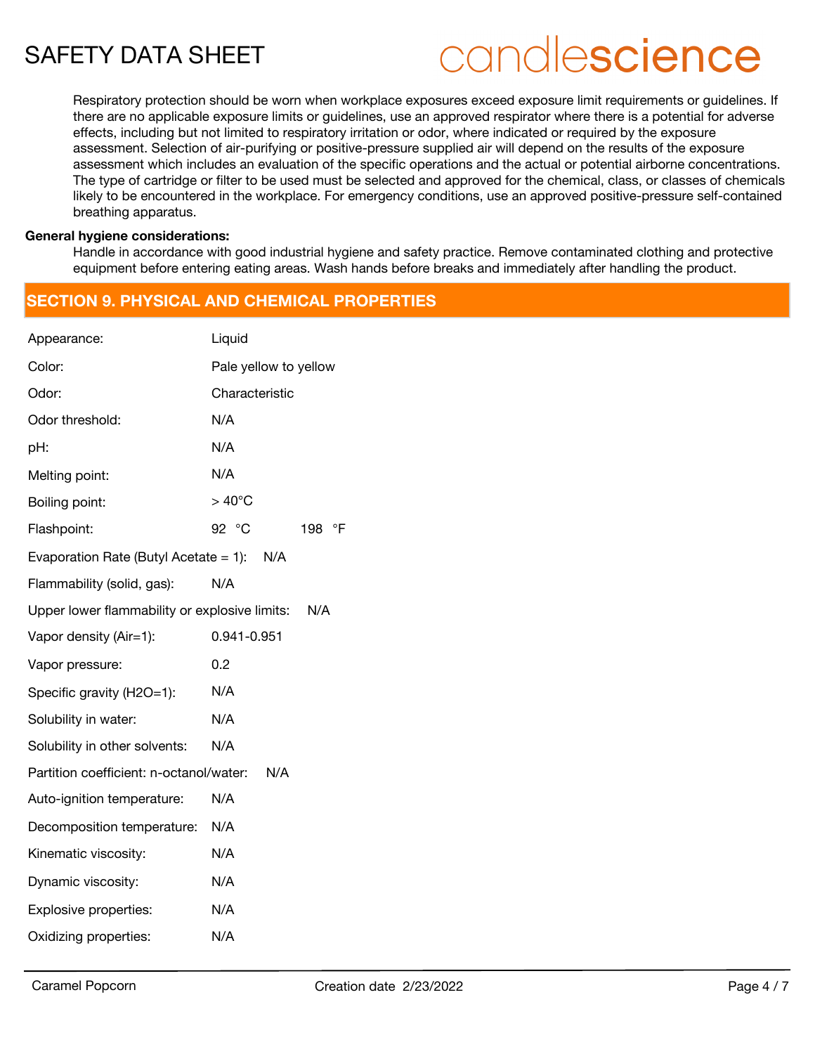Respiratory protection should be worn when workplace exposures exceed exposure limit requirements or guidelines. If there are no applicable exposure limits or guidelines, use an approved respirator where there is a potential for adverse effects, including but not limited to respiratory irritation or odor, where indicated or required by the exposure assessment. Selection of air-purifying or positive-pressure supplied air will depend on the results of the exposure assessment which includes an evaluation of the specific operations and the actual or potential airborne concentrations. The type of cartridge or filter to be used must be selected and approved for the chemical, class, or classes of chemicals likely to be encountered in the workplace. For emergency conditions, use an approved positive-pressure self-contained breathing apparatus.

**General hygiene considerations:**

Handle in accordance with good industrial hygiene and safety practice. Remove contaminated clothing and protective equipment before entering eating areas. Wash hands before breaks and immediately after handling the product.

## SECTION 9. PHYSICAL AND CHEMICAL PROPERTIES

Appearance: Liquid

Color: Pale yellow to yellow

Odor: Characteristic

Odor threshold: N/A

pH: N/A

Melting point: N/A

Boiling point: > 40°C

Flashpoint: 92 °C 198 °F

Evaporation Rate (Butyl Acetate = 1): N/A

Flammability (solid, gas): N/A

Upper lower flammability or explosive limits: N/A

Vapor density (Air=1): 0.941-0.951

Vapor pressure: 0.2

Specific gravity (H2O=1): N/A

Solubility in water: N/A

Solubility in other solvents: N/A

Partition coefficient: n-octanol/water: N/A

Auto-ignition temperature: N/A

Decomposition temperature: N/A

Kinematic viscosity: N/A

Dynamic viscosity: N/A

Explosive properties: N/A

Oxidizing properties: N/A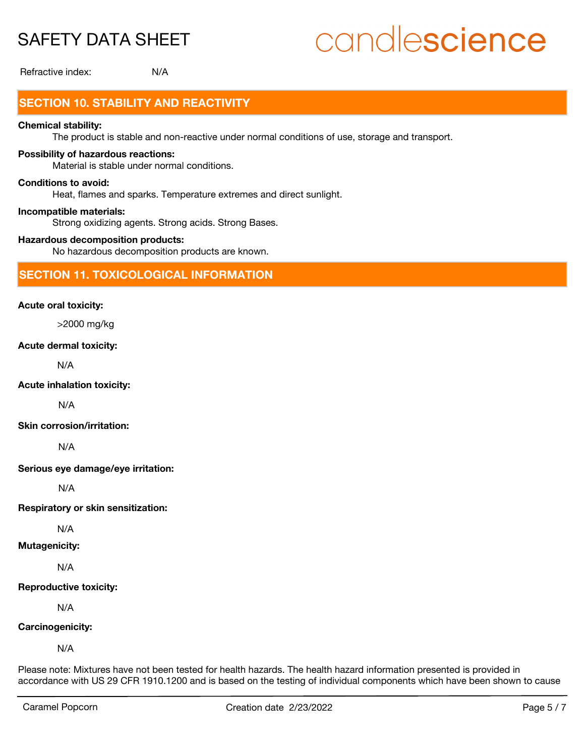Refractive index: N/A

## SECTION 10. STABILITY AND REACTIVITY

**Chemical stability:**

The product is stable and non-reactive under normal conditions of use, storage and transport.

**Possibility of hazardous reactions:**

Material is stable under normal conditions.

**Conditions to avoid:**

Heat, flames and sparks. Temperature extremes and direct sunlight.

**Incompatible materials:**

Strong oxidizing agents. Strong acids. Strong Bases.

**Hazardous decomposition products:**

No hazardous decomposition products are known.

## SECTION 11. TOXICOLOGICAL INFORMATION

**Acute oral toxicity:**

>2000 mg/kg

**Acute dermal toxicity:**

N/A

**Acute inhalation toxicity:**

N/A

**Skin corrosion/irritation:**

N/A

**Serious eye damage/eye irritation:**

N/A

**Respiratory or skin sensitization:**

N/A

**Mutagenicity:**

N/A

**Reproductive toxicity:**

N/A

**Carcinogenicity:**

N/A

Please note: Mixtures have not been tested for health hazards. The health hazard information presented is provided in accordance with US 29 CFR 1910.1200 and is based on the testing of individual components which have been shown to cause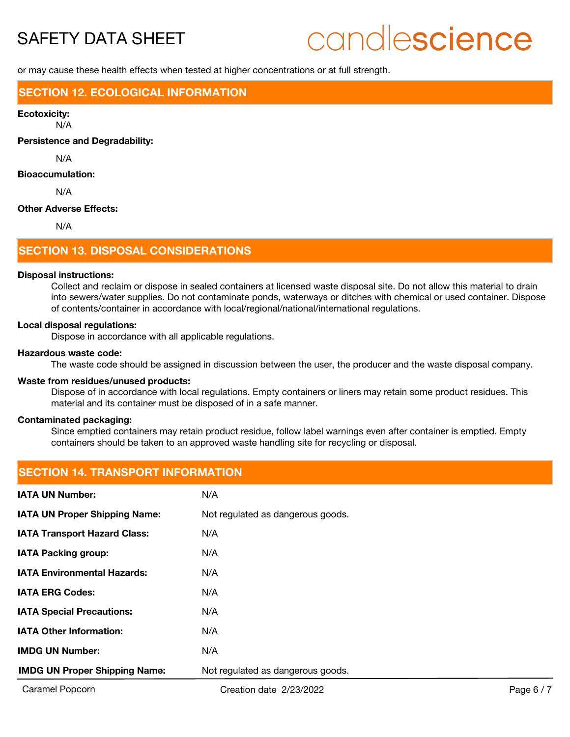or may cause these health effects when tested at higher concentrations or at full strength.

## SECTION 12. ECOLOGICAL INFORMATION

**Ecotoxicity:**

N/A

**Persistence and Degradability:**

N/A

**Bioaccumulation:**

N/A

**Other Adverse Effects:**

N/A

## SECTION 13. DISPOSAL CONSIDERATIONS

**Disposal instructions:**

Collect and reclaim or dispose in sealed containers at licensed waste disposal site. Do not allow this material to drain into sewers/water supplies. Do not contaminate ponds, waterways or ditches with chemical or used container. Dispose of contents/container in accordance with local/regional/national/international regulations.

**Local disposal regulations:**

Dispose in accordance with all applicable regulations.

**Hazardous waste code:**

The waste code should be assigned in discussion between the user, the producer and the waste disposal company.

**Waste from residues/unused products:**

Dispose of in accordance with local regulations. Empty containers or liners may retain some product residues. This material and its container must be disposed of in a safe manner.

**Contaminated packaging:**

Since emptied containers may retain product residue, follow label warnings even after container is emptied. Empty containers should be taken to an approved waste handling site for recycling or disposal.

## SECTION 14. TRANSPORT INFORMATION

| | |
|---|---|
| **IATA UN Number:** | N/A |
| **IATA UN Proper Shipping Name:** | Not regulated as dangerous goods. |
| **IATA Transport Hazard Class:** | N/A |
| **IATA Packing group:** | N/A |
| **IATA Environmental Hazards:** | N/A |
| **IATA ERG Codes:** | N/A |
| **IATA Special Precautions:** | N/A |
| **IATA Other Information:** | N/A |
| **IMDG UN Number:** | N/A |
| **IMDG UN Proper Shipping Name:** | Not regulated as dangerous goods. |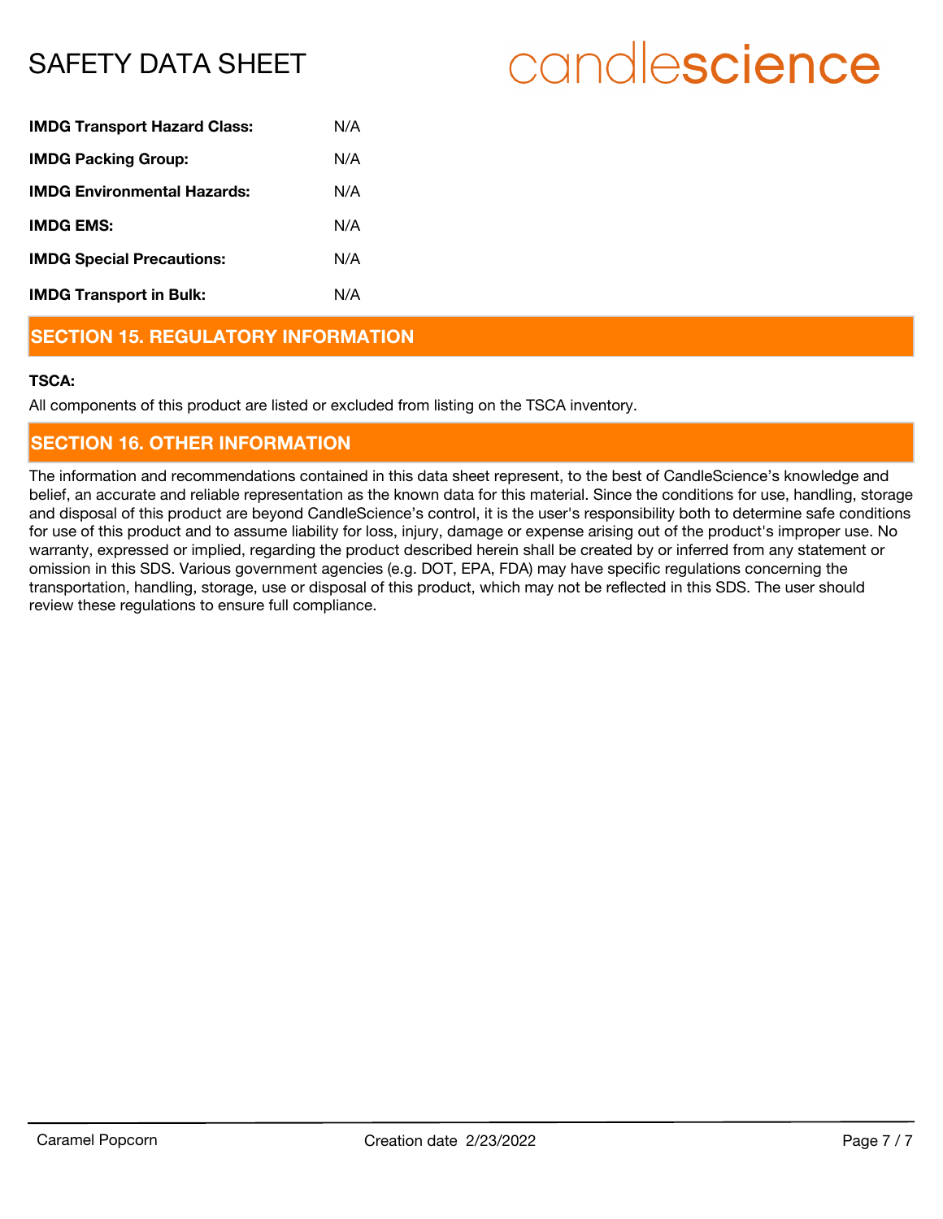| | |
|---|---|
| **IMDG Transport Hazard Class:** | N/A |
| **IMDG Packing Group:** | N/A |
| **IMDG Environmental Hazards:** | N/A |
| **IMDG EMS:** | N/A |
| **IMDG Special Precautions:** | N/A |
| **IMDG Transport in Bulk:** | N/A |

## SECTION 15. REGULATORY INFORMATION

**TSCA:**

All components of this product are listed or excluded from listing on the TSCA inventory.

## SECTION 16. OTHER INFORMATION

The information and recommendations contained in this data sheet represent, to the best of CandleScience's knowledge and belief, an accurate and reliable representation as the known data for this material. Since the conditions for use, handling, storage and disposal of this product are beyond CandleScience's control, it is the user's responsibility both to determine safe conditions for use of this product and to assume liability for loss, injury, damage or expense arising out of the product's improper use. No warranty, expressed or implied, regarding the product described herein shall be created by or inferred from any statement or omission in this SDS. Various government agencies (e.g. DOT, EPA, FDA) may have specific regulations concerning the transportation, handling, storage, use or disposal of this product, which may not be reflected in this SDS. The user should review these regulations to ensure full compliance.